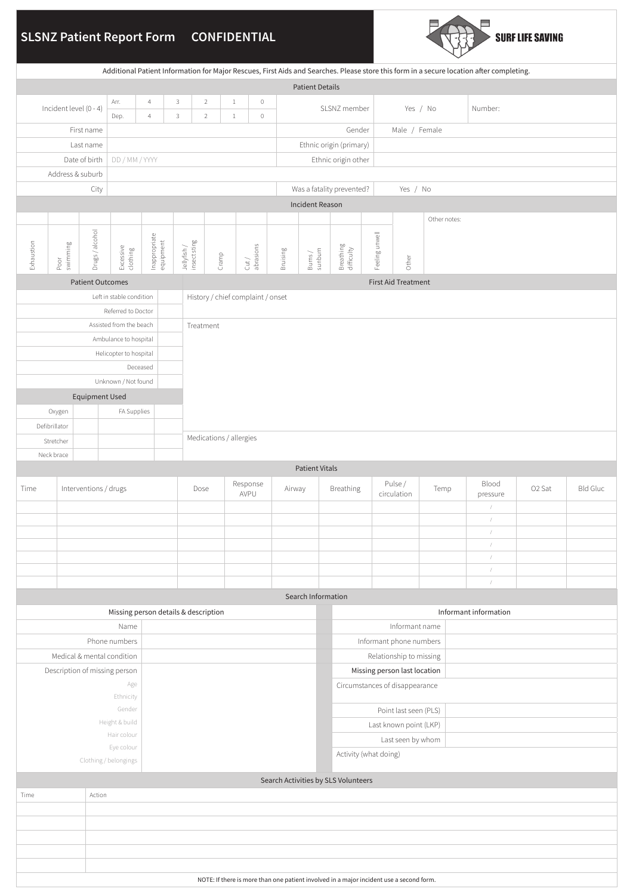# SLSNZ Patient Report Form CONFIDENTIAL

SURF LIFE SAVING

Additional Patient Information for Major Rescues, First Aids and Searches. Please store this form in a secure location after completing.

## Patient Details

| Incident level (0 - 4) | Arr. | 4 | 3 | 2 | 1 | 0 | SLSNZ member | Yes / No | Number: |
|---|---|---|---|---|---|---|---|---|---|
| | Dep. | 4 | 3 | 2 | 1 | 0 | | | |

| | | | |
|---|---|---|---|
| First name | | Gender | Male / Female |
| Last name | | Ethnic origin (primary) | |
| Date of birth | DD / MM / YYYY | Ethnic origin other | |
| Address & suburb | | | |
| City | | Was a fatality prevented? | Yes / No |

## Incident Reason

| Exhaustion | Poor swimming | Drugs / alcohol | Excessive clothing | Inappropriate equipment | Jellyfish / insect sting | Cramp | Cut / abrasions | Bruising | Burns / sunburn | Breathing difficulty | Feeling unwell | Other | Other notes: |
|---|---|---|---|---|---|---|---|---|---|---|---|---|---|
| | | | | | | | | | | | | | |

## Patient Outcomes

| | |
|---|---|
| Left in stable condition | |
| Referred to Doctor | |
| Assisted from the beach | |
| Ambulance to hospital | |
| Helicopter to hospital | |
| Deceased | |
| Unknown / Not found | |

## Equipment Used

| | | | |
|---|---|---|---|
| Oxygen | | FA Supplies | |
| Defibrillator | | | |
| Stretcher | | | |
| Neck brace | | | |

## First Aid Treatment

History / chief complaint / onset

Treatment

Medications / allergies

## Patient Vitals

| Time | Interventions / drugs | Dose | Response AVPU | Airway | Breathing | Pulse / circulation | Temp | Blood pressure | O2 Sat | Bld Gluc |
|---|---|---|---|---|---|---|---|---|---|---|
| | | | | | | | | / | | |
| | | | | | | | | / | | |
| | | | | | | | | / | | |
| | | | | | | | | / | | |
| | | | | | | | | / | | |
| | | | | | | | | / | | |
| | | | | | | | | / | | |

## Search Information

### Missing person details & description

| | |
|---|---|
| Name | |
| Phone numbers | |
| Medical & mental condition | |
| Description of missing person | |
| Age | |
| Ethnicity | |
| Gender | |
| Height & build | |
| Hair colour | |
| Eye colour | |
| Clothing / belongings | |

### Informant information

| | |
|---|---|
| Informant name | |
| Informant phone numbers | |
| Relationship to missing | |
| Missing person last location | |

Circumstances of disappearance

| | |
|---|---|
| Point last seen (PLS) | |
| Last known point (LKP) | |
| Last seen by whom | |

Activity (what doing)

## Search Activities by SLS Volunteers

| Time | Action |
|---|---|
| | |
| | |
| | |
| | |
| | |

NOTE: If there is more than one patient involved in a major incident use a second form.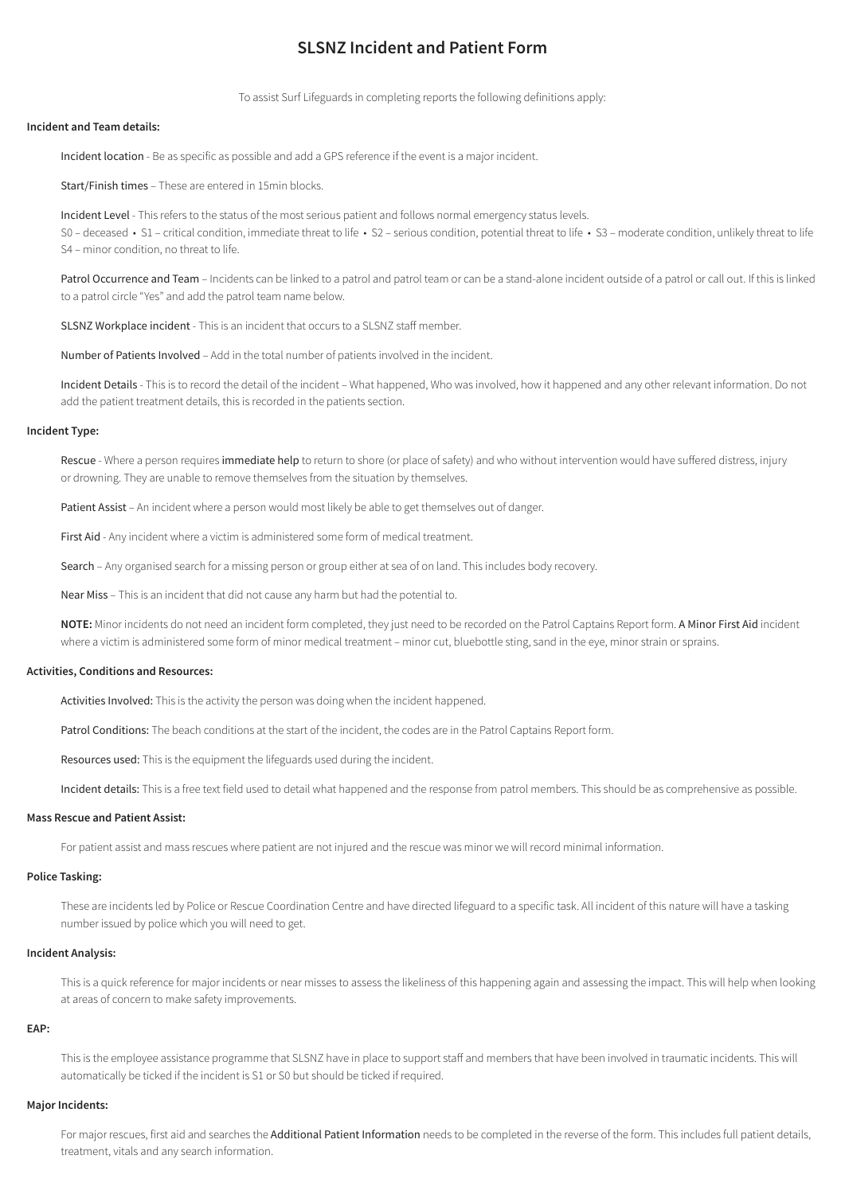# SLSNZ Incident and Patient Form

To assist Surf Lifeguards in completing reports the following definitions apply:

**Incident and Team details:**

Incident location - Be as specific as possible and add a GPS reference if the event is a major incident.

Start/Finish times – These are entered in 15min blocks.

Incident Level - This refers to the status of the most serious patient and follows normal emergency status levels.
S0 – deceased • S1 – critical condition, immediate threat to life • S2 – serious condition, potential threat to life • S3 – moderate condition, unlikely threat to life
S4 – minor condition, no threat to life.

Patrol Occurrence and Team – Incidents can be linked to a patrol and patrol team or can be a stand-alone incident outside of a patrol or call out. If this is linked to a patrol circle "Yes" and add the patrol team name below.

SLSNZ Workplace incident - This is an incident that occurs to a SLSNZ staff member.

Number of Patients Involved – Add in the total number of patients involved in the incident.

Incident Details - This is to record the detail of the incident – What happened, Who was involved, how it happened and any other relevant information. Do not add the patient treatment details, this is recorded in the patients section.

**Incident Type:**

Rescue - Where a person requires immediate help to return to shore (or place of safety) and who without intervention would have suffered distress, injury or drowning. They are unable to remove themselves from the situation by themselves.

Patient Assist – An incident where a person would most likely be able to get themselves out of danger.

First Aid - Any incident where a victim is administered some form of medical treatment.

Search – Any organised search for a missing person or group either at sea of on land. This includes body recovery.

Near Miss – This is an incident that did not cause any harm but had the potential to.

**NOTE:** Minor incidents do not need an incident form completed, they just need to be recorded on the Patrol Captains Report form. A Minor First Aid incident where a victim is administered some form of minor medical treatment – minor cut, bluebottle sting, sand in the eye, minor strain or sprains.

**Activities, Conditions and Resources:**

Activities Involved: This is the activity the person was doing when the incident happened.

Patrol Conditions: The beach conditions at the start of the incident, the codes are in the Patrol Captains Report form.

Resources used: This is the equipment the lifeguards used during the incident.

Incident details: This is a free text field used to detail what happened and the response from patrol members. This should be as comprehensive as possible.

**Mass Rescue and Patient Assist:**

For patient assist and mass rescues where patient are not injured and the rescue was minor we will record minimal information.

**Police Tasking:**

These are incidents led by Police or Rescue Coordination Centre and have directed lifeguard to a specific task. All incident of this nature will have a tasking number issued by police which you will need to get.

**Incident Analysis:**

This is a quick reference for major incidents or near misses to assess the likeliness of this happening again and assessing the impact. This will help when looking at areas of concern to make safety improvements.

**EAP:**

This is the employee assistance programme that SLSNZ have in place to support staff and members that have been involved in traumatic incidents. This will automatically be ticked if the incident is S1 or S0 but should be ticked if required.

**Major Incidents:**

For major rescues, first aid and searches the Additional Patient Information needs to be completed in the reverse of the form. This includes full patient details, treatment, vitals and any search information.